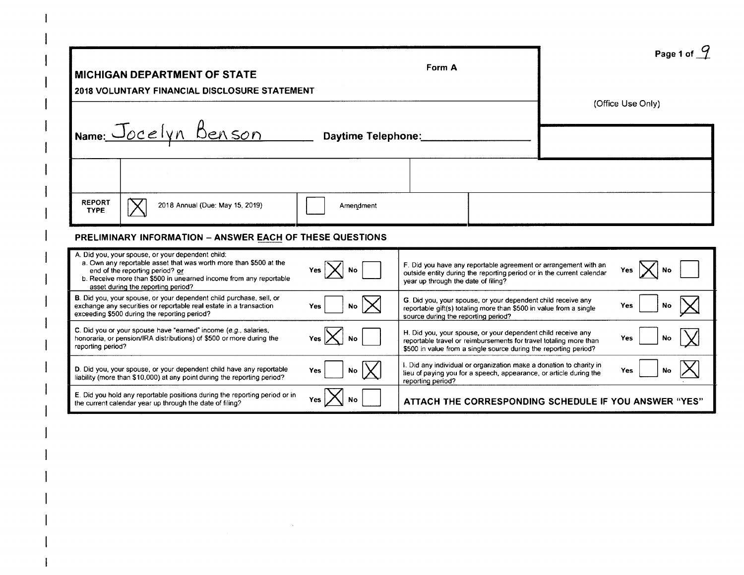**MICHIGAN DEPARTMENT OF STATE**

**2018 VOLUNTARY FINANCIAL DISCLOSURE STATEMENT**

**Form A**

(Office Use Only)

**Name:** Jocelyn Benson **Daytime Telephone:** ____________

| REPORT TYPE | [X] 2018 Annual (Due: May 15, 2019) | [ ] Amendment |
|---|---|---|

## PRELIMINARY INFORMATION – ANSWER EACH OF THESE QUESTIONS

| Question | Answer | Question | Answer |
|---|---|---|---|
| A. Did you, your spouse, or your dependent child: a. Own any reportable asset that was worth more than $500 at the end of the reporting period? or b. Receive more than $500 in unearned income from any reportable asset during the reporting period? | Yes [X] No [ ] | F. Did you have any reportable agreement or arrangement with an outside entity during the reporting period or in the current calendar year up through the date of filing? | Yes [X] No [ ] |
| B. Did you, your spouse, or your dependent child purchase, sell, or exchange any securities or reportable real estate in a transaction exceeding $500 during the reporting period? | Yes [ ] No [X] | G. Did you, your spouse, or your dependent child receive any reportable gift(s) totaling more than $500 in value from a single source during the reporting period? | Yes [ ] No [X] |
| C. Did you or your spouse have "earned" income (e.g., salaries, honoraria, or pension/IRA distributions) of $500 or more during the reporting period? | Yes [X] No [ ] | H. Did you, your spouse, or your dependent child receive any reportable travel or reimbursements for travel totaling more than $500 in value from a single source during the reporting period? | Yes [ ] No [X] |
| D. Did you, your spouse, or your dependent child have any reportable liability (more than $10,000) at any point during the reporting period? | Yes [ ] No [X] | I. Did any individual or organization make a donation to charity in lieu of paying you for a speech, appearance, or article during the reporting period? | Yes [ ] No [X] |
| E. Did you hold any reportable positions during the reporting period or in the current calendar year up through the date of filing? | Yes [X] No [ ] | **ATTACH THE CORRESPONDING SCHEDULE IF YOU ANSWER "YES"** | |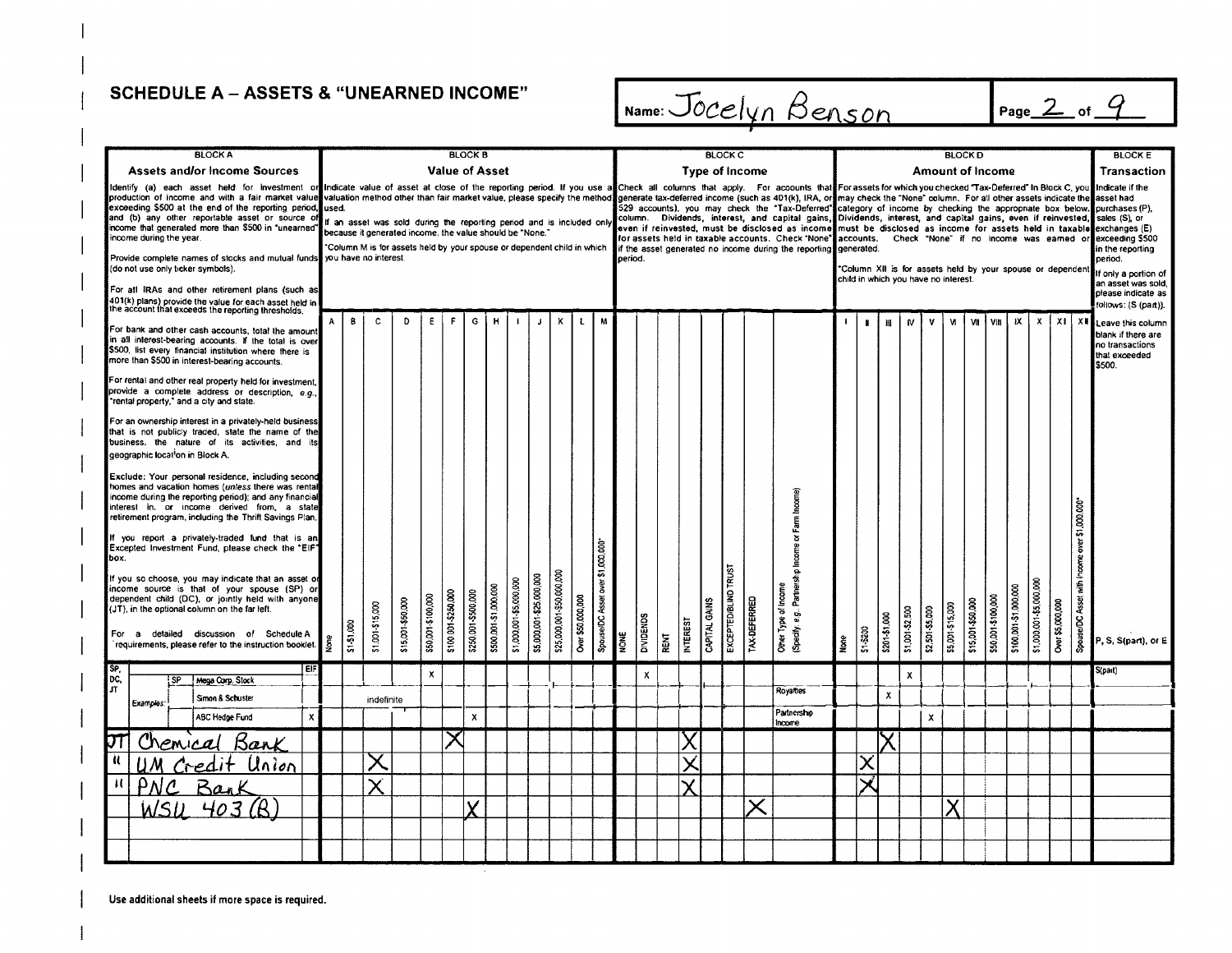# SCHEDULE A – ASSETS & "UNEARNED INCOME"

Name: Jocelyn Benson

| BLOCK A | BLOCK B | BLOCK C | BLOCK D | BLOCK E |
|---|---|---|---|---|
| **Assets and/or Income Sources** | **Value of Asset** | **Type of Income** | **Amount of Income** | **Transaction** |
| Identify (a) each asset held for investment or production of income and with a fair market value exceeding $500 at the end of the reporting period, and (b) any other reportable asset or source of income that generated more than $500 in "unearned" income during the year. Provide complete names of stocks and mutual funds (do not use only ticker symbols). For all IRAs and other retirement plans (such as 401(k) plans) provide the value for each asset held in the account that exceeds the reporting thresholds. For bank and other cash accounts, total the amount in all interest-bearing accounts. If the total is over $500, list every financial institution where there is more than $500 in interest-bearing accounts. For rental and other real property held for investment, provide a complete address or description, e.g., "rental property," and a city and state. For an ownership interest in a privately-held business that is not publicly traded, state the name of the business, the nature of its activities, and its geographic location in Block A. Exclude: Your personal residence, including second homes and vacation homes (*unless* there was rental income during the reporting period); and any financial interest in, or income derived from, a state retirement program, including the Thrift Savings Plan. If you report a privately-traded fund that is an Excepted Investment Fund, please check the "EIF" box. If you so choose, you may indicate that an asset or income source is that of your spouse (SP) or dependent child (DC), or jointly held with anyone (JT), in the optional column on the far left. For a detailed discussion of Schedule A requirements, please refer to the instruction booklet. | Indicate value of asset at close of the reporting period. If you use a valuation method other than fair market value, please specify the method used. If an asset was sold during the reporting period and is included only because it generated income, the value should be "None." *Column M is for assets held by your spouse or dependent child in which you have no interest. | Check all columns that apply. For accounts that generate tax-deferred income (such as 401(k), IRA, or 529 accounts), you may check the "Tax-Deferred" column. Dividends, interest, and capital gains, even if reinvested, must be disclosed as income for assets held in taxable accounts. Check "None" if the asset generated no income during the reporting period. | For assets for which you checked "Tax-Deferred" in Block C, you may check the "None" column. For all other assets indicate the category of income by checking the appropriate box below. Dividends, interest, and capital gains, even if reinvested, must be disclosed as income for assets held in taxable accounts. Check "None" if no income was earned or generated. *Column XII is for assets held by your spouse or dependent child in which you have no interest. | Indicate if the asset had purchases (P), sales (S), or exchanges (E) exceeding $500 in the reporting period. If only a portion of an asset was sold, please indicate as follows: (S (part)). Leave this column blank if there are no transactions that exceeded $500. |

| SP, DC, JT | Asset | EIF | A None | B $1-$1,000 | C $1,001-$15,000 | D $15,001-$50,000 | E $50,001-$100,000 | F $100,001-$250,000 | G $250,001-$500,000 | H $500,001-$1,000,000 | I $1,000,001-$5,000,000 | J $5,000,001-$25,000,000 | K $25,000,001-$50,000,000 | L Over $50,000,000 | M Spouse/DC Asset over $1,000,000* | NONE | DIVIDENDS | RENT | INTEREST | CAPITAL GAINS | EXCEPTED/BLIND TRUST | TAX-DEFERRED | Other Type of Income (Specify: e.g., Partnership Income or Farm Income) | I None | II $1-$200 | III $201-$1,000 | IV $1,001-$2,500 | V $2,501-$5,000 | VI $5,001-$15,000 | VII $15,001-$50,000 | VIII $50,001-$100,000 | IX $100,001-$1,000,000 | X $1,000,001-$5,000,000 | XI Over $5,000,000 | XII Spouse/DC Asset with Income over $1,000,000* | P, S, S(part), or E |
|---|---|---|---|---|---|---|---|---|---|---|---|---|---|---|---|---|---|---|---|---|---|---|---|---|---|---|---|---|---|---|---|---|---|---|---|---|
| Examples: SP | Mega Corp. Stock | | | | | | x | | | | | | | | | | x | | | | | | | | | | x | | | | | | | | | S(part) |
| Examples: | Simon & Schuster | | | | indefinite | | | | | | | | | | | | | | | | | | Royalties | | | x | | | | | | | | | | |
| Examples: | ABC Hedge Fund | x | | | | | | | x | | | | | | | | | | | | | | Partnership Income | | | | | x | | | | | | | | |
| JT | Chemical Bank | | | | | | | X | | | | | | | | | | | X | | | | | | | X | | | | | | | | | | |
| " | UM Credit Union | | | | X | | | | | | | | | | | | | | X | | | | | | X | | | | | | | | | | | |
| " | PNC Bank | | | | X | | | | | | | | | | | | | | X | | | | | | X | | | | | | | | | | | |
| | WSU 403 (B) | | | | | | | | X | | | | | | | | | | | | | X | | | | | | | X | | | | | | | |

Use additional sheets if more space is required.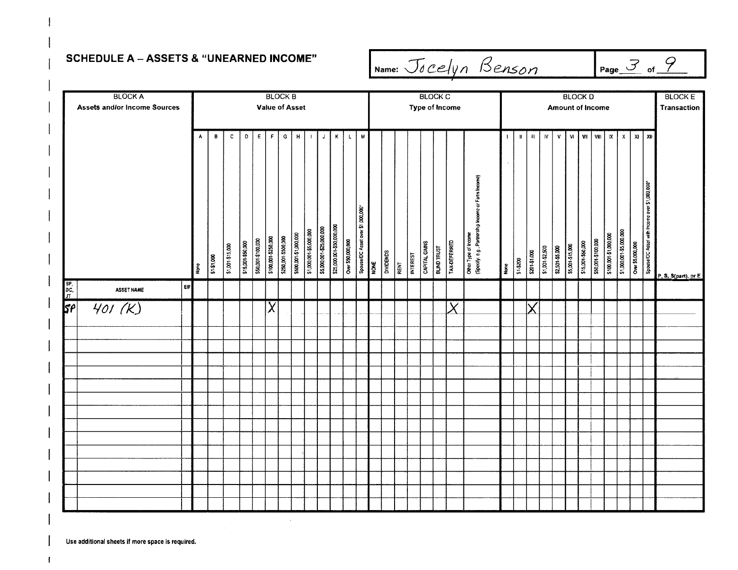## SCHEDULE A – ASSETS & "UNEARNED INCOME"

Name: Jocelyn Benson

| SP, DC, JT | BLOCK A Assets and/or Income Sources – ASSET NAME | EIF | BLOCK B Value of Asset: A None | B $1-$1,000 | C $1,001-$15,000 | D $15,001-$50,000 | E $50,001-$100,000 | F $100,001-$250,000 | G $250,001-$500,000 | H $500,001-$1,000,000 | I $1,000,001-$5,000,000 | J $5,000,001-$25,000,000 | K $25,000,001-$50,000,000 | L Over $50,000,000 | M Spouse/DC Asset over $1,000,000* | BLOCK C Type of Income: NONE | DIVIDENDS | RENT | INTEREST | CAPITAL GAINS | BLIND TRUST | TAX-DEFERRED | Other Type of Income (Specify: e.g., Partnership Income or Farm Income) | BLOCK D Amount of Income: I None | II $1-$200 | III $201-$1,000 | IV $1,001-$2,500 | V $2,501-$5,000 | VI $5,001-$15,000 | VII $15,001-$50,000 | VIII $50,001-$100,000 | IX $100,001-$1,000,000 | X $1,000,001-$5,000,000 | XI Over $5,000,000 | XII Spouse/DC Asset with Income over $1,000,000* | BLOCK E Transaction P, S, S(part), or E |
|---|---|---|---|---|---|---|---|---|---|---|---|---|---|---|---|---|---|---|---|---|---|---|---|---|---|---|---|---|---|---|---|---|---|---|---|---|
| SP | 401 (K) | | | | | | | X | | | | | | | | | | | | | | X | | | | X | | | | | | | | | | |

Use additional sheets if more space is required.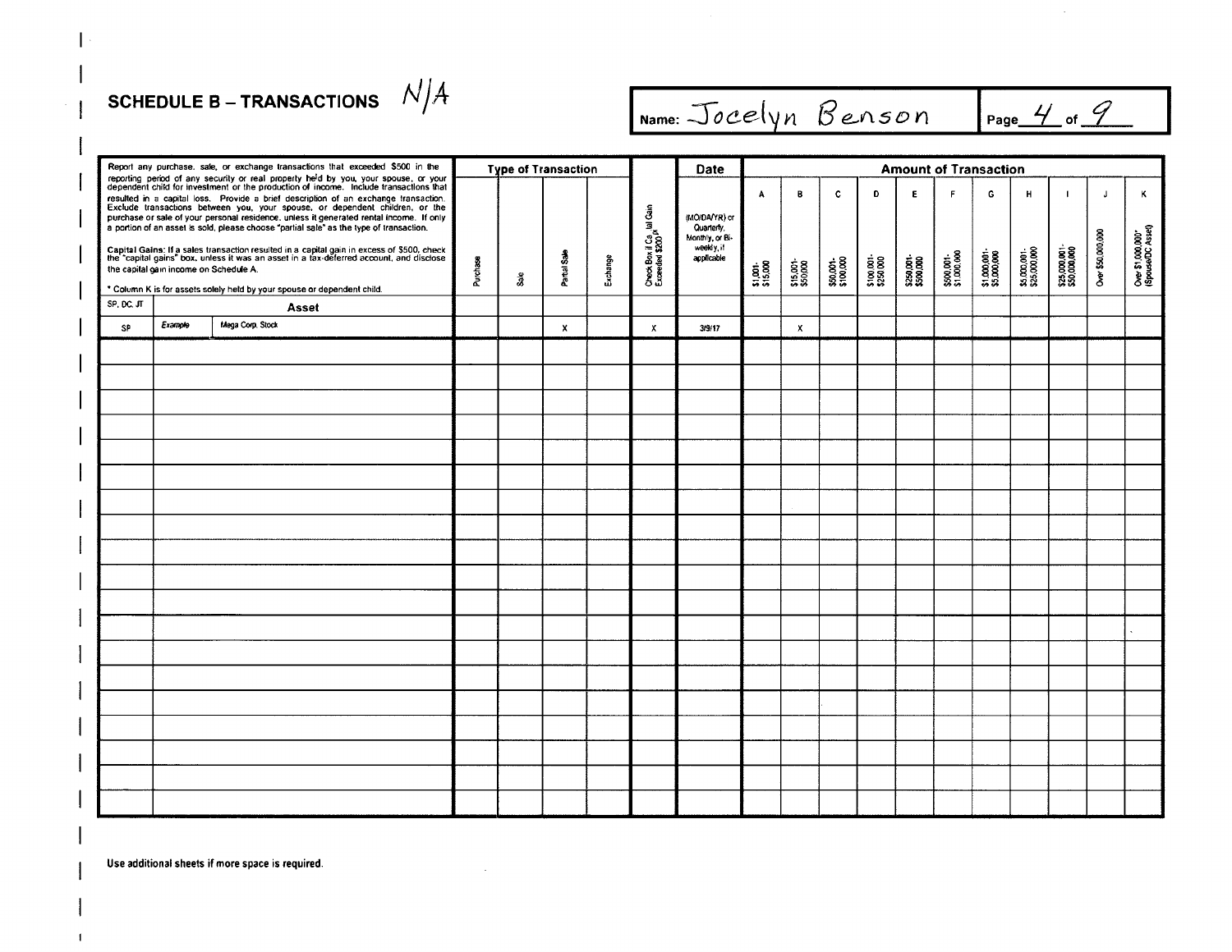## SCHEDULE B – TRANSACTIONS N/A

Name: Jocelyn Benson

Report any purchase, sale, or exchange transactions that exceeded $500 in the reporting period of any security or real property held by you, your spouse, or your dependent child for investment or the production of income. Include transactions that resulted in a capital loss. Provide a brief description of an exchange transaction. Exclude transactions between you, your spouse, or dependent children, or the purchase or sale of your personal residence, unless it generated rental income. If only a portion of an asset is sold, please choose "partial sale" as the type of transaction.

**Capital Gains:** If a sales transaction resulted in a capital gain in excess of $500, check the "capital gains" box, unless it was an asset in a tax-deferred account, and disclose the capital gain income on Schedule A.

* Column K is for assets solely held by your spouse or dependent child.

| SP, DC, JT | Asset | | Type of Transaction | | | | Check Box if Capital Gain Exceeded $200? | Date | Amount of Transaction | | | | | | | | | | |
|---|---|---|---|---|---|---|---|---|---|---|---|---|---|---|---|---|---|---|---|
| | | | Purchase | Sale | Partial Sale | Exchange | | (MO/DA/YR) or Quarterly, Monthly, or Bi-weekly, if applicable | A $1,001-$15,000 | B $15,001-$50,000 | C $50,001-$100,000 | D $100,001-$250,000 | E $250,001-$500,000 | F $500,001-$1,000,000 | G $1,000,001-$5,000,000 | H $5,000,001-$25,000,000 | I $25,000,001-$50,000,000 | J Over $50,000,000 | K Over $1,000,000* (Spouse/DC Asset) |
| SP | *Example* | Mega Corp. Stock | | | x | | x | 3/9/17 | | x | | | | | | | | | |
| | | | | | | | | | | | | | | | | | | | |
| | | | | | | | | | | | | | | | | | | | |
| | | | | | | | | | | | | | | | | | | | |
| | | | | | | | | | | | | | | | | | | | |
| | | | | | | | | | | | | | | | | | | | |
| | | | | | | | | | | | | | | | | | | | |
| | | | | | | | | | | | | | | | | | | | |
| | | | | | | | | | | | | | | | | | | | |
| | | | | | | | | | | | | | | | | | | | |
| | | | | | | | | | | | | | | | | | | | |
| | | | | | | | | | | | | | | | | | | | |
| | | | | | | | | | | | | | | | | | | | |
| | | | | | | | | | | | | | | | | | | | |
| | | | | | | | | | | | | | | | | | | | |
| | | | | | | | | | | | | | | | | | | | |
| | | | | | | | | | | | | | | | | | | | |
| | | | | | | | | | | | | | | | | | | | |
| | | | | | | | | | | | | | | | | | | | |
| | | | | | | | | | | | | | | | | | | | |

Use additional sheets if more space is required.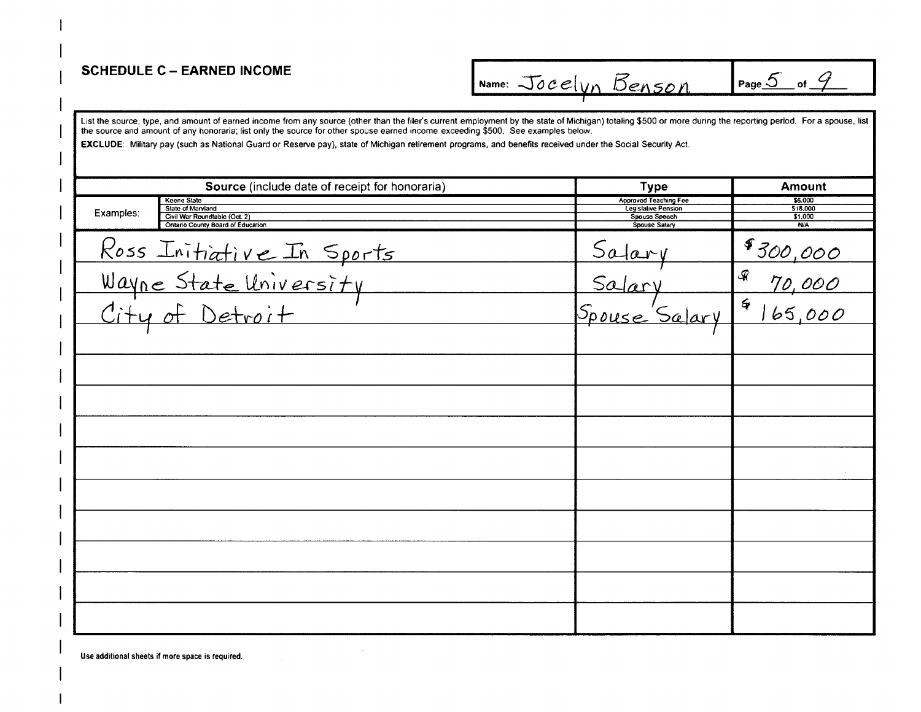## SCHEDULE C – EARNED INCOME

Name: Jocelyn Benson

List the source, type, and amount of earned income from any source (other than the filer's current employment by the state of Michigan) totaling $500 or more during the reporting period. For a spouse, list the source and amount of any honoraria; list only the source for other spouse earned income exceeding $500. See examples below.

**EXCLUDE**: Military pay (such as National Guard or Reserve pay), state of Michigan retirement programs, and benefits received under the Social Security Act.

| | **Source** (include date of receipt for honoraria) | **Type** | **Amount** |
|---|---|---|---|
| Examples: | Keene State | Approved Teaching Fee | $6,000 |
| | State of Maryland | Legislative Pension | $18,000 |
| | Civil War Roundtable (Oct. 2) | Spouse Speech | $1,000 |
| | Ontario County Board of Education | Spouse Salary | N/A |
| | Ross Initiative In Sports | Salary | $300,000 |
| | Wayne State University | Salary | $70,000 |
| | City of Detroit | Spouse Salary | $165,000 |
| | | | |
| | | | |
| | | | |
| | | | |
| | | | |
| | | | |
| | | | |
| | | | |
| | | | |
| | | | |

Use additional sheets if more space is required.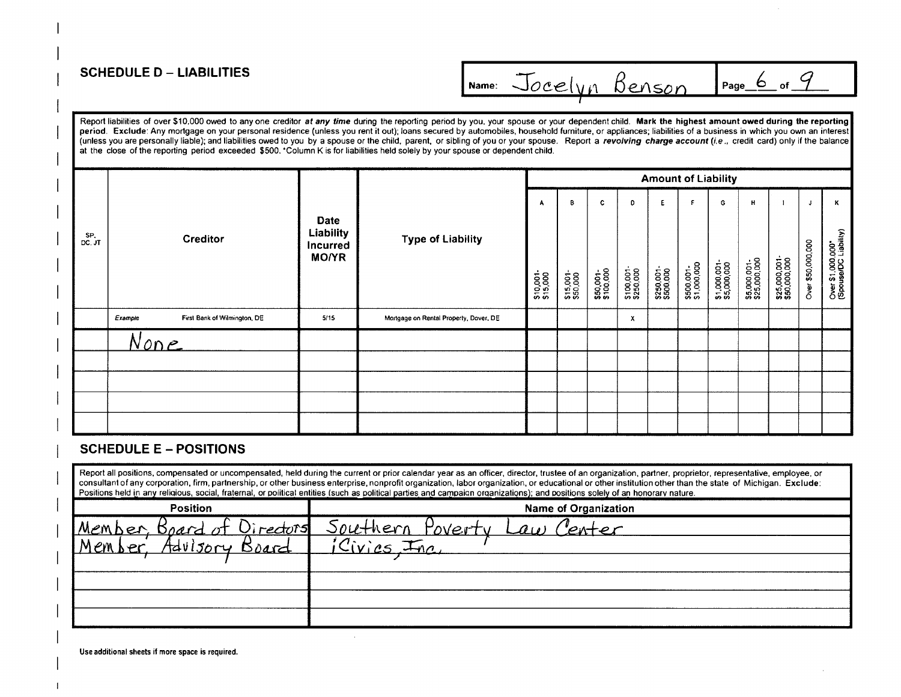## SCHEDULE D – LIABILITIES

Name: Jocelyn Benson

Report liabilities of over $10,000 owed to any one creditor *at any time* during the reporting period by you, your spouse or your dependent child. **Mark the highest amount owed during the reporting period. Exclude**: Any mortgage on your personal residence (unless you rent it out); loans secured by automobiles, household furniture, or appliances; liabilities of a business in which you own an interest (unless you are personally liable); and liabilities owed to you by a spouse or the child, parent, or sibling of you or your spouse. Report a ***revolving charge account*** (*i.e.*, credit card) only if the balance at the close of the reporting period exceeded $500. *Column K is for liabilities held solely by your spouse or dependent child.

| SP, DC, JT | Creditor | Date Liability Incurred MO/YR | Type of Liability | Amount of Liability | | | | | | | | | | |
|---|---|---|---|---|---|---|---|---|---|---|---|---|---|---|
| | | | | A<br>$10,001-$15,000 | B<br>$15,001-$50,000 | C<br>$50,001-$100,000 | D<br>$100,001-$250,000 | E<br>$250,001-$500,000 | F<br>$500,001-$1,000,000 | G<br>$1,000,001-$5,000,000 | H<br>$5,000,001-$25,000,000 | I<br>$25,000,001-$50,000,000 | J<br>Over $50,000,000 | K<br>Over $1,000,000* (Spouse/DC Liability) |
| | *Example* First Bank of Wilmington, DE | 5/15 | Mortgage on Rental Property, Dover, DE | | | | x | | | | | | | |
| | None | | | | | | | | | | | | | |
| | | | | | | | | | | | | | | |
| | | | | | | | | | | | | | | |
| | | | | | | | | | | | | | | |
| | | | | | | | | | | | | | | |

## SCHEDULE E – POSITIONS

Report all positions, compensated or uncompensated, held during the current or prior calendar year as an officer, director, trustee of an organization, partner, proprietor, representative, employee, or consultant of any corporation, firm, partnership, or other business enterprise, nonprofit organization, labor organization, or educational or other institution other than the state of Michigan. **Exclude**: Positions held in any religious, social, fraternal, or political entities (such as political parties and campaign organizations); and positions solely of an honorary nature.

| Position | Name of Organization |
|---|---|
| Member, Board of Directors | Southern Poverty Law Center |
| Member, Advisory Board | iCivics, Inc. |
| | |
| | |
| | |
| | |

Use additional sheets if more space is required.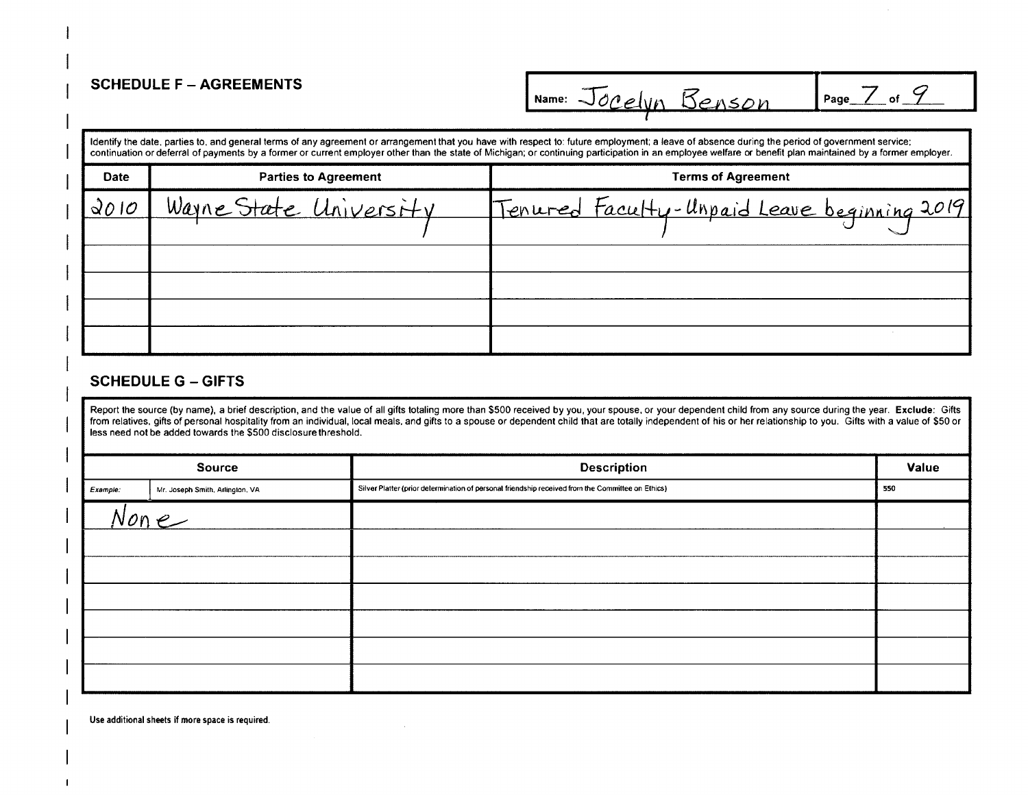## SCHEDULE F – AGREEMENTS

Name: Jocelyn Benson

Identify the date, parties to, and general terms of any agreement or arrangement that you have with respect to: future employment; a leave of absence during the period of government service; continuation or deferral of payments by a former or current employer other than the state of Michigan; or continuing participation in an employee welfare or benefit plan maintained by a former employer.

| Date | Parties to Agreement | Terms of Agreement |
|---|---|---|
| 2010 | Wayne State University | Tenured Faculty - Unpaid Leave beginning 2019 |
| | | |
| | | |
| | | |
| | | |
| | | |

## SCHEDULE G – GIFTS

Report the source (by name), a brief description, and the value of all gifts totaling more than $500 received by you, your spouse, or your dependent child from any source during the year. **Exclude**: Gifts from relatives, gifts of personal hospitality from an individual, local meals, and gifts to a spouse or dependent child that are totally independent of his or her relationship to you. Gifts with a value of $50 or less need not be added towards the $500 disclosure threshold.

| Source | | Description | Value |
|---|---|---|---|
| *Example:* | Mr. Joseph Smith, Arlington, VA | Silver Platter (prior determination of personal friendship received from the Committee on Ethics) | 550 |
| None | | | |
| | | | |
| | | | |
| | | | |
| | | | |
| | | | |
| | | | |

Use additional sheets if more space is required.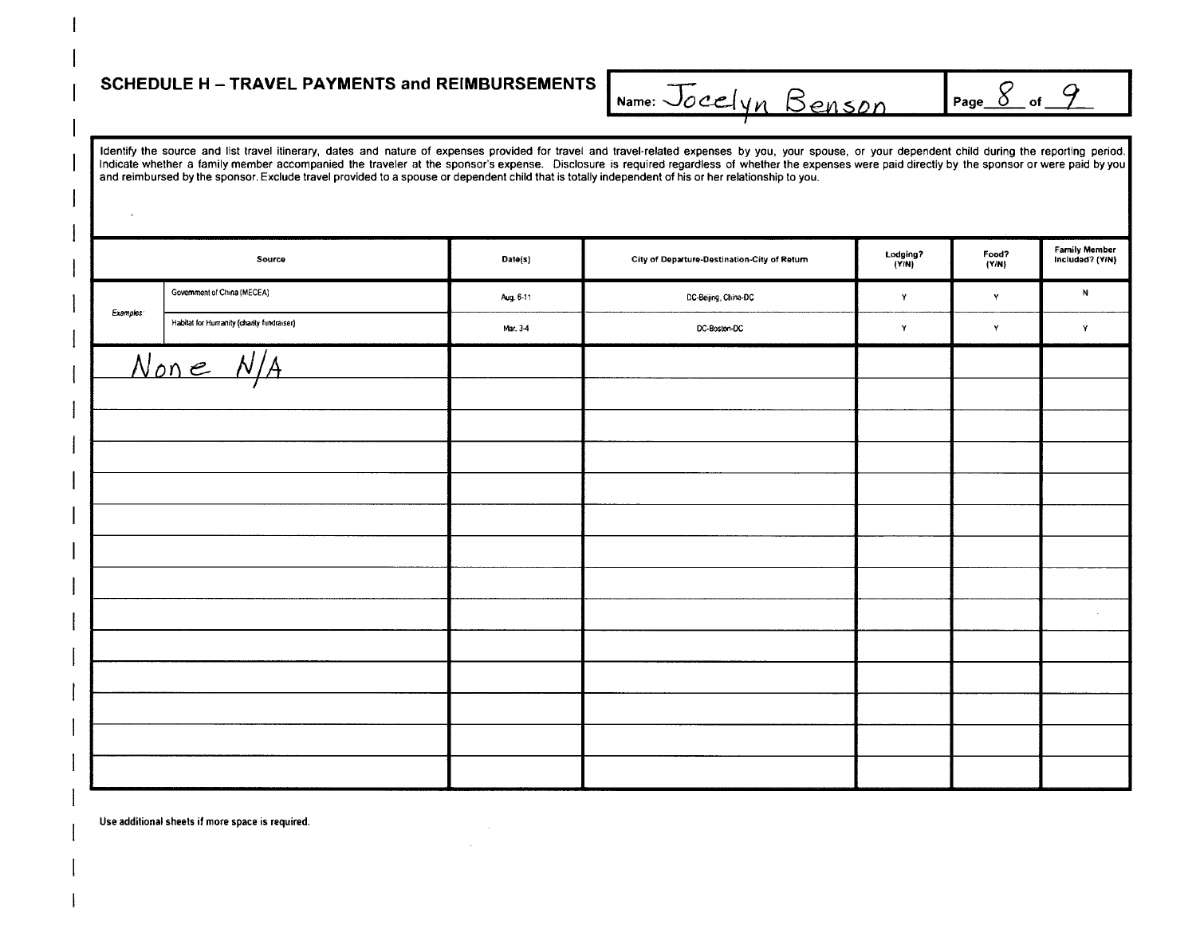## SCHEDULE H – TRAVEL PAYMENTS and REIMBURSEMENTS

Name: Jocelyn Benson

Page 8 of 9

Identify the source and list travel itinerary, dates and nature of expenses provided for travel and travel-related expenses by you, your spouse, or your dependent child during the reporting period. Indicate whether a family member accompanied the traveler at the sponsor's expense. Disclosure is required regardless of whether the expenses were paid directly by the sponsor or were paid by you and reimbursed by the sponsor. Exclude travel provided to a spouse or dependent child that is totally independent of his or her relationship to you.

| | Source | Date(s) | City of Departure-Destination-City of Return | Lodging? (Y/N) | Food? (Y/N) | Family Member Included? (Y/N) |
|---|---|---|---|---|---|---|
| Examples: | Government of China (MECEA) | Aug. 6-11 | DC-Beijing, China-DC | Y | Y | N |
| | Habitat for Humanity (charity fundraiser) | Mar. 3-4 | DC-Boston-DC | Y | Y | Y |
| None N/A | | | | | | |
| | | | | | | |
| | | | | | | |
| | | | | | | |
| | | | | | | |
| | | | | | | |
| | | | | | | |
| | | | | | | |
| | | | | | | |
| | | | | | | |
| | | | | | | |
| | | | | | | |
| | | | | | | |
| | | | | | | |

Use additional sheets if more space is required.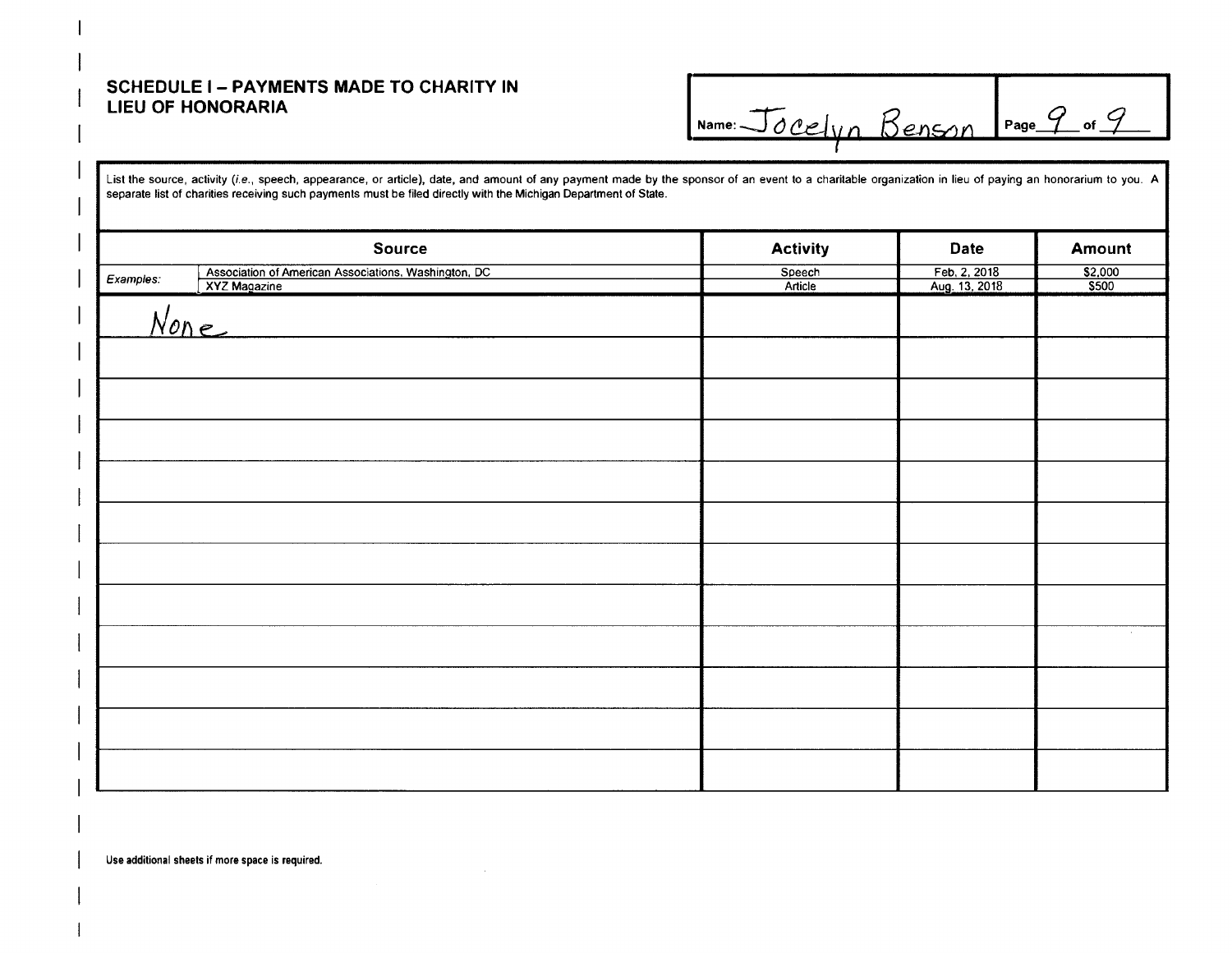## SCHEDULE I – PAYMENTS MADE TO CHARITY IN LIEU OF HONORARIA

Name: Jocelyn Benson

List the source, activity (*i.e.*, speech, appearance, or article), date, and amount of any payment made by the sponsor of an event to a charitable organization in lieu of paying an honorarium to you. A separate list of charities receiving such payments must be filed directly with the Michigan Department of State.

| | Source | Activity | Date | Amount |
|---|---|---|---|---|
| *Examples:* | Association of American Associations, Washington, DC | Speech | Feb. 2, 2018 | $2,000 |
| | XYZ Magazine | Article | Aug. 13, 2018 | $500 |
| | None | | | |
| | | | | |
| | | | | |
| | | | | |
| | | | | |
| | | | | |
| | | | | |
| | | | | |
| | | | | |
| | | | | |
| | | | | |
| | | | | |

**Use additional sheets if more space is required.**